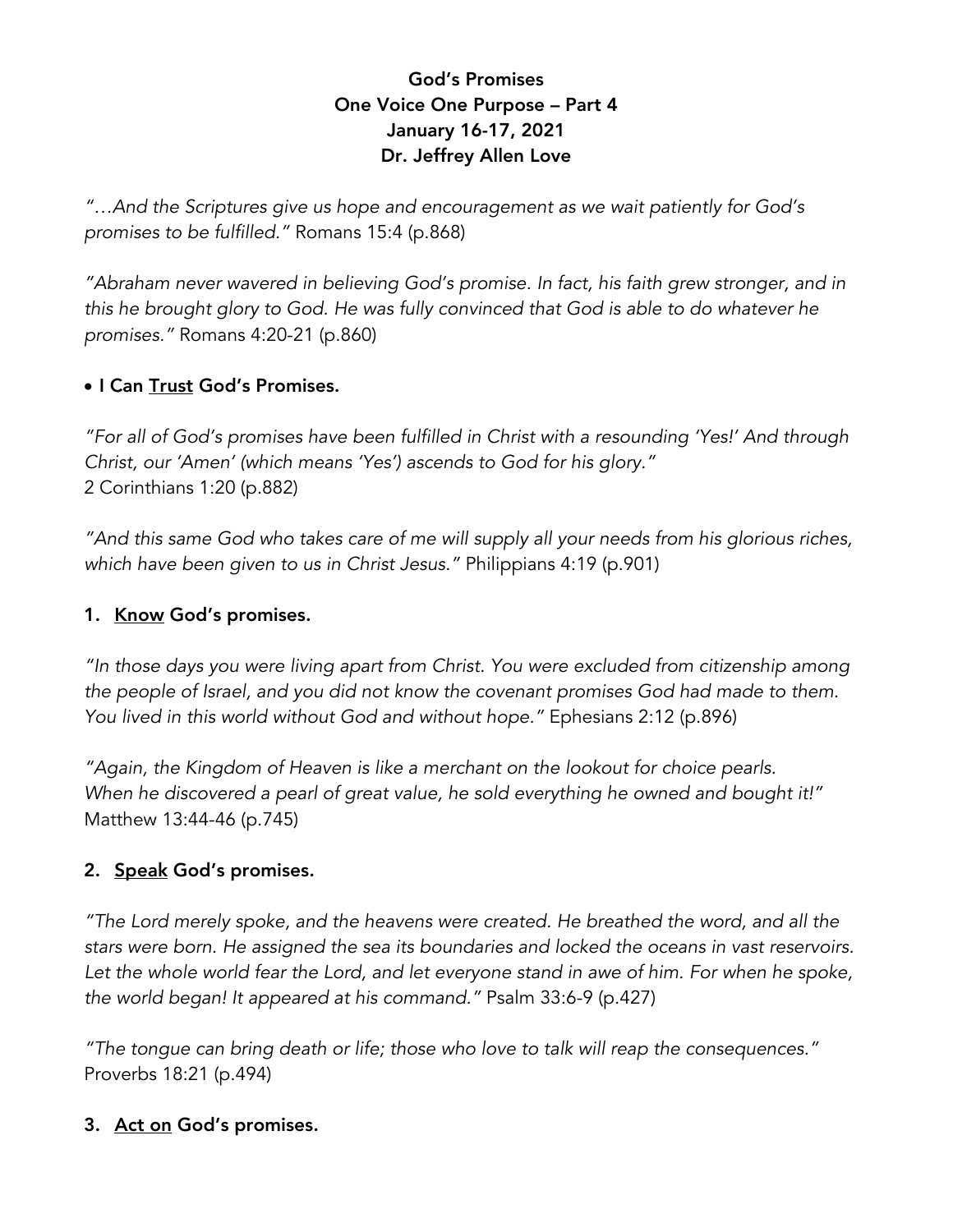**God's Promises**
**One Voice One Purpose – Part 4**
**January 16-17, 2021**
**Dr. Jeffrey Allen Love**

*"…And the Scriptures give us hope and encouragement as we wait patiently for God's promises to be fulfilled."* Romans 15:4 (p.868)

*"Abraham never wavered in believing God's promise. In fact, his faith grew stronger, and in this he brought glory to God. He was fully convinced that God is able to do whatever he promises."* Romans 4:20-21 (p.860)

- **I Can <u>Trust</u> God's Promises.**

*"For all of God's promises have been fulfilled in Christ with a resounding 'Yes!' And through Christ, our 'Amen' (which means 'Yes') ascends to God for his glory."*
2 Corinthians 1:20 (p.882)

*"And this same God who takes care of me will supply all your needs from his glorious riches, which have been given to us in Christ Jesus."* Philippians 4:19 (p.901)

**1. <u>Know</u> God's promises.**

*"In those days you were living apart from Christ. You were excluded from citizenship among the people of Israel, and you did not know the covenant promises God had made to them. You lived in this world without God and without hope."* Ephesians 2:12 (p.896)

*"Again, the Kingdom of Heaven is like a merchant on the lookout for choice pearls. When he discovered a pearl of great value, he sold everything he owned and bought it!"* Matthew 13:44-46 (p.745)

**2. <u>Speak</u> God's promises.**

*"The Lord merely spoke, and the heavens were created. He breathed the word, and all the stars were born. He assigned the sea its boundaries and locked the oceans in vast reservoirs. Let the whole world fear the Lord, and let everyone stand in awe of him. For when he spoke, the world began! It appeared at his command."* Psalm 33:6-9 (p.427)

*"The tongue can bring death or life; those who love to talk will reap the consequences."* Proverbs 18:21 (p.494)

**3. <u>Act on</u> God's promises.**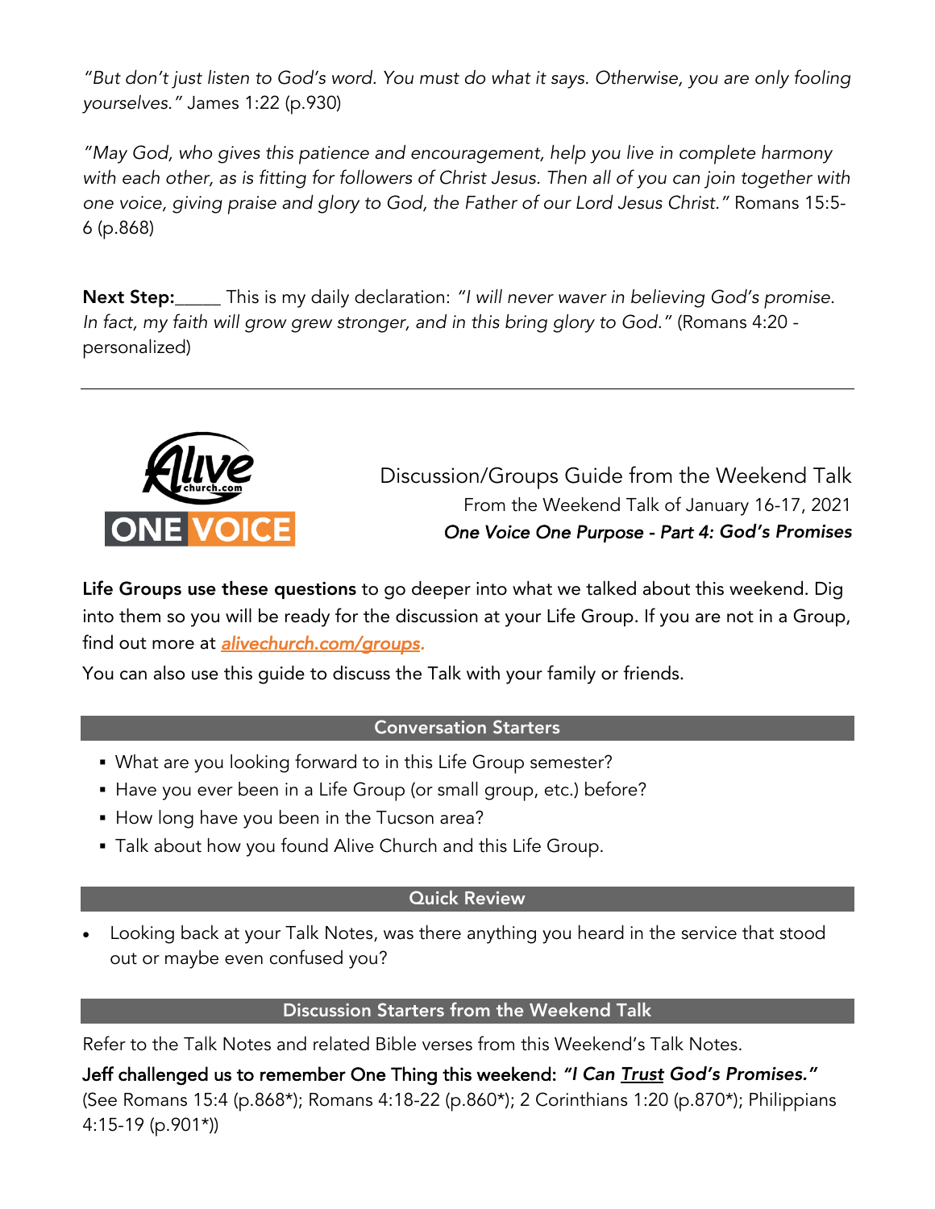*"But don't just listen to God's word. You must do what it says. Otherwise, you are only fooling yourselves."* James 1:22 (p.930)

*"May God, who gives this patience and encouragement, help you live in complete harmony with each other, as is fitting for followers of Christ Jesus. Then all of you can join together with one voice, giving praise and glory to God, the Father of our Lord Jesus Christ."* Romans 15:5-6 (p.868)

**Next Step:**_____ This is my daily declaration: *"I will never waver in believing God's promise. In fact, my faith will grow grew stronger, and in this bring glory to God."* (Romans 4:20 - personalized)

---

Alive church.com
ONE VOICE

Discussion/Groups Guide from the Weekend Talk
From the Weekend Talk of January 16-17, 2021
*One Voice One Purpose - Part 4: God's Promises*

**Life Groups use these questions** to go deeper into what we talked about this weekend. Dig into them so you will be ready for the discussion at your Life Group. If you are not in a Group, find out more at *alivechurch.com/groups.*

You can also use this guide to discuss the Talk with your family or friends.

## Conversation Starters

- What are you looking forward to in this Life Group semester?
- Have you ever been in a Life Group (or small group, etc.) before?
- How long have you been in the Tucson area?
- Talk about how you found Alive Church and this Life Group.

## Quick Review

- Looking back at your Talk Notes, was there anything you heard in the service that stood out or maybe even confused you?

## Discussion Starters from the Weekend Talk

Refer to the Talk Notes and related Bible verses from this Weekend's Talk Notes.

Jeff challenged us to remember One Thing this weekend: ***"I Can Trust God's Promises."*** (See Romans 15:4 (p.868*); Romans 4:18-22 (p.860*); 2 Corinthians 1:20 (p.870*); Philippians 4:15-19 (p.901*))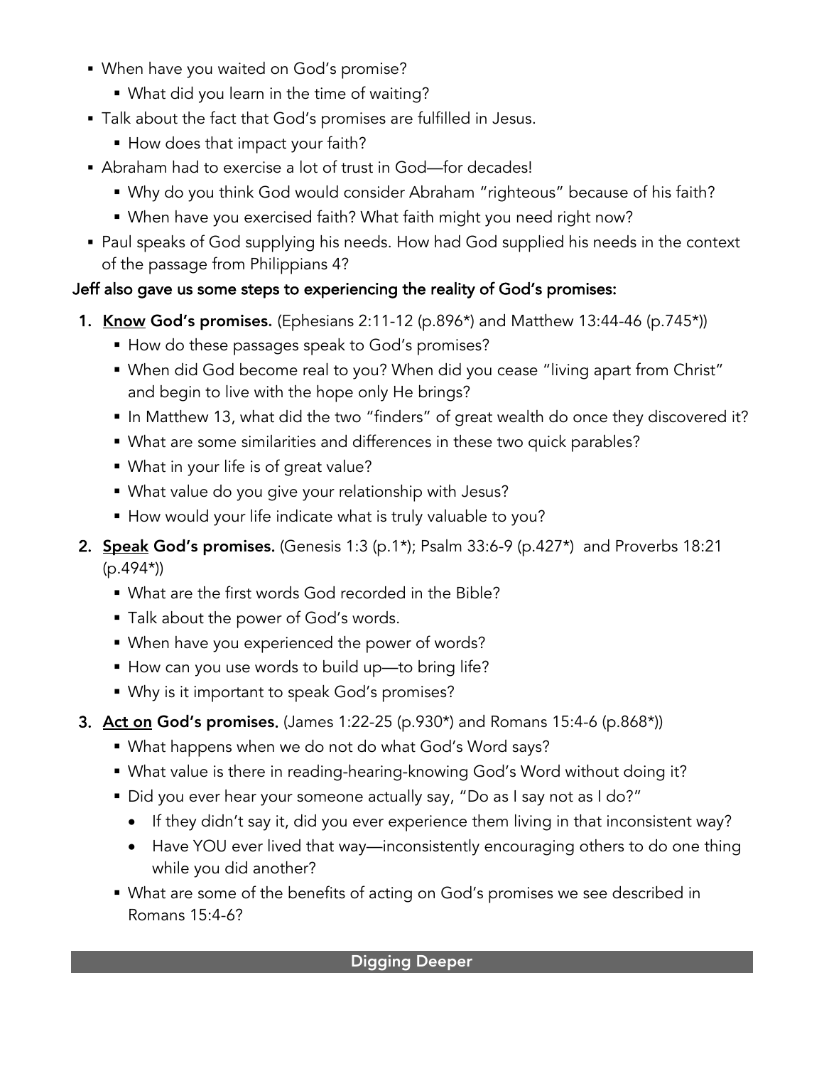- When have you waited on God's promise?
  - What did you learn in the time of waiting?
- Talk about the fact that God's promises are fulfilled in Jesus.
  - How does that impact your faith?
- Abraham had to exercise a lot of trust in God—for decades!
  - Why do you think God would consider Abraham "righteous" because of his faith?
  - When have you exercised faith? What faith might you need right now?
- Paul speaks of God supplying his needs. How had God supplied his needs in the context of the passage from Philippians 4?

**Jeff also gave us some steps to experiencing the reality of God's promises:**

1. **<u>Know</u> God's promises.** (Ephesians 2:11-12 (p.896*) and Matthew 13:44-46 (p.745*))
   - How do these passages speak to God's promises?
   - When did God become real to you? When did you cease "living apart from Christ" and begin to live with the hope only He brings?
   - In Matthew 13, what did the two "finders" of great wealth do once they discovered it?
   - What are some similarities and differences in these two quick parables?
   - What in your life is of great value?
   - What value do you give your relationship with Jesus?
   - How would your life indicate what is truly valuable to you?
2. **<u>Speak</u> God's promises.** (Genesis 1:3 (p.1*); Psalm 33:6-9 (p.427*) and Proverbs 18:21 (p.494*))
   - What are the first words God recorded in the Bible?
   - Talk about the power of God's words.
   - When have you experienced the power of words?
   - How can you use words to build up—to bring life?
   - Why is it important to speak God's promises?
3. **<u>Act on</u> God's promises.** (James 1:22-25 (p.930*) and Romans 15:4-6 (p.868*))
   - What happens when we do not do what God's Word says?
   - What value is there in reading-hearing-knowing God's Word without doing it?
   - Did you ever hear your someone actually say, "Do as I say not as I do?"
     - If they didn't say it, did you ever experience them living in that inconsistent way?
     - Have YOU ever lived that way—inconsistently encouraging others to do one thing while you did another?
   - What are some of the benefits of acting on God's promises we see described in Romans 15:4-6?

## Digging Deeper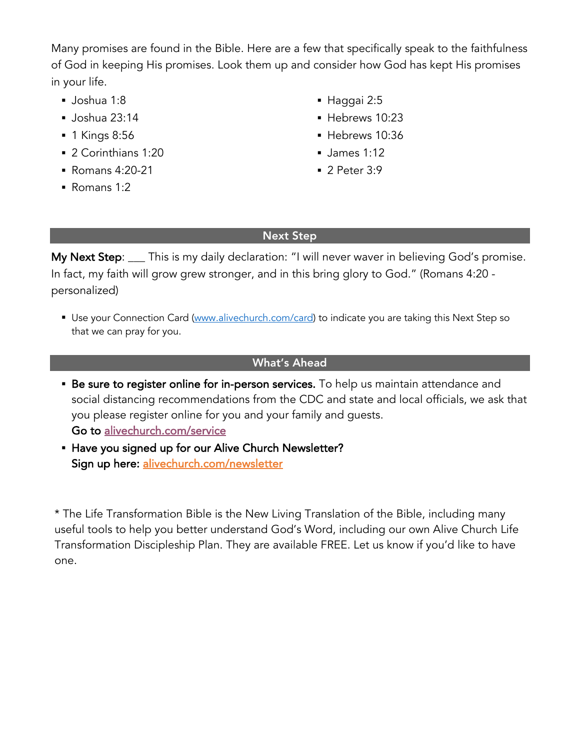Many promises are found in the Bible. Here are a few that specifically speak to the faithfulness of God in keeping His promises. Look them up and consider how God has kept His promises in your life.

- Joshua 1:8
- Joshua 23:14
- 1 Kings 8:56
- 2 Corinthians 1:20
- Romans 4:20-21
- Romans 1:2
- Haggai 2:5
- Hebrews 10:23
- Hebrews 10:36
- James 1:12
- 2 Peter 3:9

## Next Step

**My Next Step**: ___ This is my daily declaration: "I will never waver in believing God's promise. In fact, my faith will grow grew stronger, and in this bring glory to God." (Romans 4:20 - personalized)

- Use your Connection Card (www.alivechurch.com/card) to indicate you are taking this Next Step so that we can pray for you.

## What's Ahead

- **Be sure to register online for in-person services.** To help us maintain attendance and social distancing recommendations from the CDC and state and local officials, we ask that you please register online for you and your family and guests.
  **Go to alivechurch.com/service**
- **Have you signed up for our Alive Church Newsletter?**
  **Sign up here: alivechurch.com/newsletter**

* The Life Transformation Bible is the New Living Translation of the Bible, including many useful tools to help you better understand God's Word, including our own Alive Church Life Transformation Discipleship Plan. They are available FREE. Let us know if you'd like to have one.